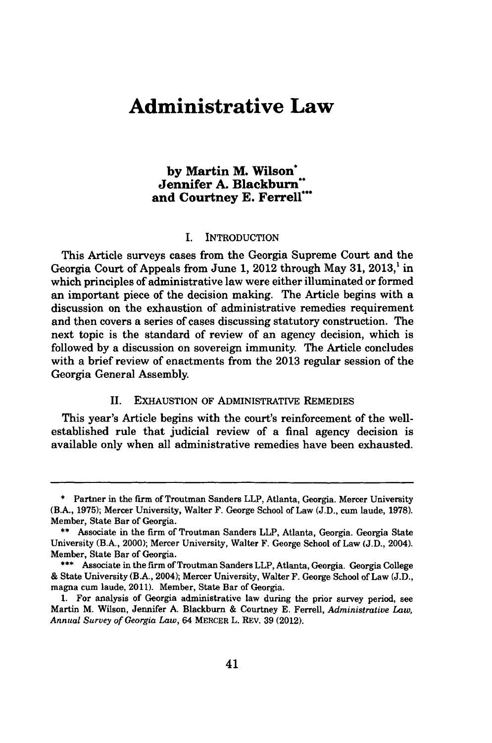# Administrative Law

**by Martin M. Wilson\***
**Jennifer A. Blackburn\*\***
**and Courtney E. Ferrell\*\*\***

## I. INTRODUCTION

This Article surveys cases from the Georgia Supreme Court and the Georgia Court of Appeals from June 1, 2012 through May 31, 2013,[1] in which principles of administrative law were either illuminated or formed an important piece of the decision making. The Article begins with a discussion on the exhaustion of administrative remedies requirement and then covers a series of cases discussing statutory construction. The next topic is the standard of review of an agency decision, which is followed by a discussion on sovereign immunity. The Article concludes with a brief review of enactments from the 2013 regular session of the Georgia General Assembly.

## II. EXHAUSTION OF ADMINISTRATIVE REMEDIES

This year's Article begins with the court's reinforcement of the well-established rule that judicial review of a final agency decision is available only when all administrative remedies have been exhausted.

---

\* Partner in the firm of Troutman Sanders LLP, Atlanta, Georgia. Mercer University (B.A., 1975); Mercer University, Walter F. George School of Law (J.D., cum laude, 1978). Member, State Bar of Georgia.

\*\* Associate in the firm of Troutman Sanders LLP, Atlanta, Georgia. Georgia State University (B.A., 2000); Mercer University, Walter F. George School of Law (J.D., 2004). Member, State Bar of Georgia.

\*\*\* Associate in the firm of Troutman Sanders LLP, Atlanta, Georgia. Georgia College & State University (B.A., 2004); Mercer University, Walter F. George School of Law (J.D., magna cum laude, 2011). Member, State Bar of Georgia.

1. For analysis of Georgia administrative law during the prior survey period, see Martin M. Wilson, Jennifer A. Blackburn & Courtney E. Ferrell, *Administrative Law, Annual Survey of Georgia Law*, 64 MERCER L. REV. 39 (2012).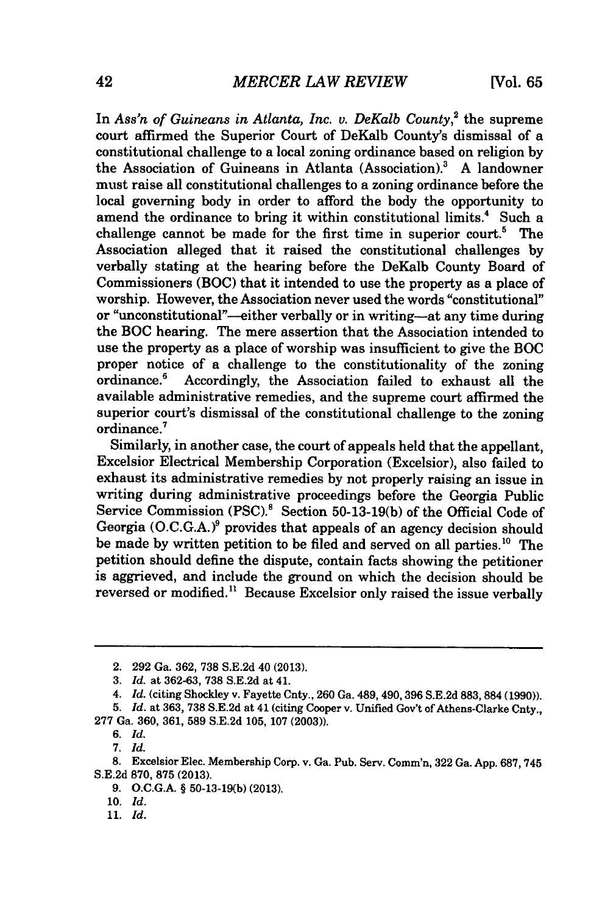In *Ass'n of Guineans in Atlanta, Inc. v. DeKalb County*,[2] the supreme court affirmed the Superior Court of DeKalb County's dismissal of a constitutional challenge to a local zoning ordinance based on religion by the Association of Guineans in Atlanta (Association).[3] A landowner must raise all constitutional challenges to a zoning ordinance before the local governing body in order to afford the body the opportunity to amend the ordinance to bring it within constitutional limits.[4] Such a challenge cannot be made for the first time in superior court.[5] The Association alleged that it raised the constitutional challenges by verbally stating at the hearing before the DeKalb County Board of Commissioners (BOC) that it intended to use the property as a place of worship. However, the Association never used the words "constitutional" or "unconstitutional"—either verbally or in writing—at any time during the BOC hearing. The mere assertion that the Association intended to use the property as a place of worship was insufficient to give the BOC proper notice of a challenge to the constitutionality of the zoning ordinance.[6] Accordingly, the Association failed to exhaust all the available administrative remedies, and the supreme court affirmed the superior court's dismissal of the constitutional challenge to the zoning ordinance.[7]

Similarly, in another case, the court of appeals held that the appellant, Excelsior Electrical Membership Corporation (Excelsior), also failed to exhaust its administrative remedies by not properly raising an issue in writing during administrative proceedings before the Georgia Public Service Commission (PSC).[8] Section 50-13-19(b) of the Official Code of Georgia (O.C.G.A.)[9] provides that appeals of an agency decision should be made by written petition to be filed and served on all parties.[10] The petition should define the dispute, contain facts showing the petitioner is aggrieved, and include the ground on which the decision should be reversed or modified.[11] Because Excelsior only raised the issue verbally

---

2. 292 Ga. 362, 738 S.E.2d 40 (2013).

3. *Id.* at 362-63, 738 S.E.2d at 41.

4. *Id.* (citing Shockley v. Fayette Cnty., 260 Ga. 489, 490, 396 S.E.2d 883, 884 (1990)).

5. *Id.* at 363, 738 S.E.2d at 41 (citing Cooper v. Unified Gov't of Athens-Clarke Cnty., 277 Ga. 360, 361, 589 S.E.2d 105, 107 (2003)).

6. *Id.*

7. *Id.*

8. Excelsior Elec. Membership Corp. v. Ga. Pub. Serv. Comm'n, 322 Ga. App. 687, 745 S.E.2d 870, 875 (2013).

9. O.C.G.A. § 50-13-19(b) (2013).

10. *Id.*

11. *Id.*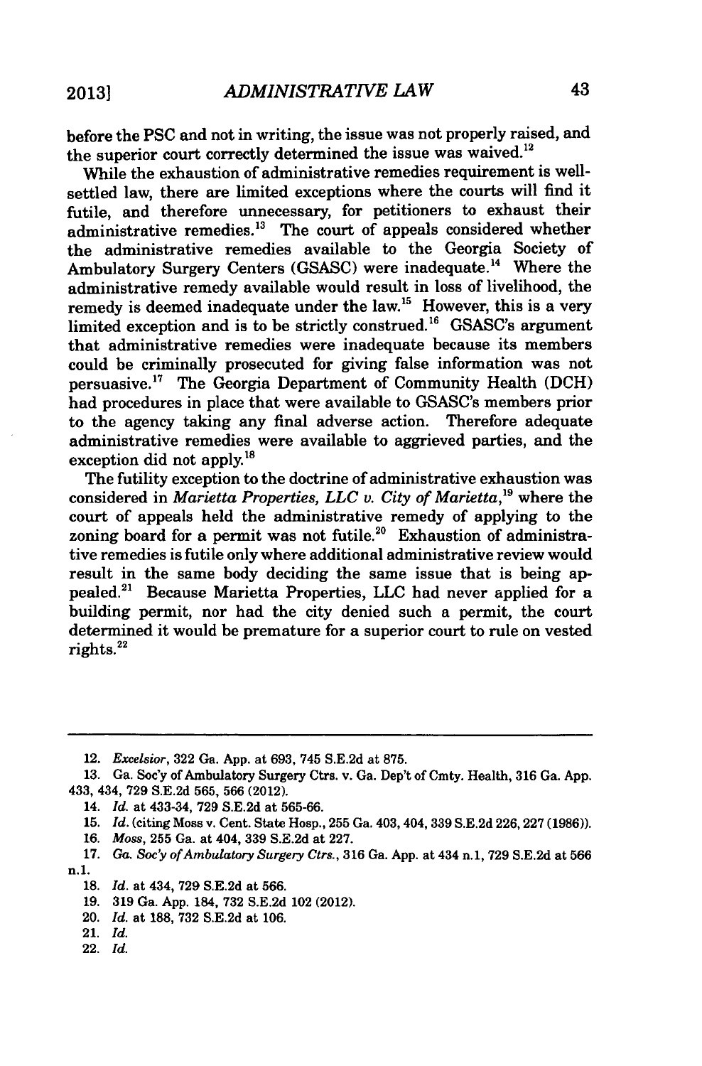before the PSC and not in writing, the issue was not properly raised, and the superior court correctly determined the issue was waived.[12]

While the exhaustion of administrative remedies requirement is well-settled law, there are limited exceptions where the courts will find it futile, and therefore unnecessary, for petitioners to exhaust their administrative remedies.[13] The court of appeals considered whether the administrative remedies available to the Georgia Society of Ambulatory Surgery Centers (GSASC) were inadequate.[14] Where the administrative remedy available would result in loss of livelihood, the remedy is deemed inadequate under the law.[15] However, this is a very limited exception and is to be strictly construed.[16] GSASC's argument that administrative remedies were inadequate because its members could be criminally prosecuted for giving false information was not persuasive.[17] The Georgia Department of Community Health (DCH) had procedures in place that were available to GSASC's members prior to the agency taking any final adverse action. Therefore adequate administrative remedies were available to aggrieved parties, and the exception did not apply.[18]

The futility exception to the doctrine of administrative exhaustion was considered in *Marietta Properties, LLC v. City of Marietta*,[19] where the court of appeals held the administrative remedy of applying to the zoning board for a permit was not futile.[20] Exhaustion of administrative remedies is futile only where additional administrative review would result in the same body deciding the same issue that is being appealed.[21] Because Marietta Properties, LLC had never applied for a building permit, nor had the city denied such a permit, the court determined it would be premature for a superior court to rule on vested rights.[22]

---

12. *Excelsior*, 322 Ga. App. at 693, 745 S.E.2d at 875.
13. Ga. Soc'y of Ambulatory Surgery Ctrs. v. Ga. Dep't of Cmty. Health, 316 Ga. App. 433, 434, 729 S.E.2d 565, 566 (2012).
14. *Id.* at 433-34, 729 S.E.2d at 565-66.
15. *Id.* (citing Moss v. Cent. State Hosp., 255 Ga. 403, 404, 339 S.E.2d 226, 227 (1986)).
16. *Moss*, 255 Ga. at 404, 339 S.E.2d at 227.
17. *Ga. Soc'y of Ambulatory Surgery Ctrs.*, 316 Ga. App. at 434 n.1, 729 S.E.2d at 566 n.1.
18. *Id.* at 434, 729 S.E.2d at 566.
19. 319 Ga. App. 184, 732 S.E.2d 102 (2012).
20. *Id.* at 188, 732 S.E.2d at 106.
21. *Id.*
22. *Id.*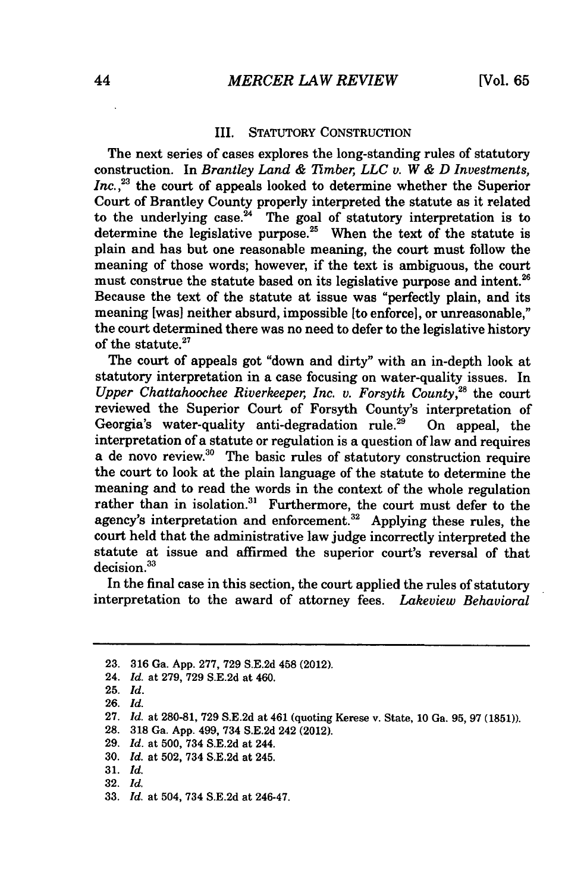### III. STATUTORY CONSTRUCTION

The next series of cases explores the long-standing rules of statutory construction. In *Brantley Land & Timber, LLC v. W & D Investments, Inc.*,[23] the court of appeals looked to determine whether the Superior Court of Brantley County properly interpreted the statute as it related to the underlying case.[24] The goal of statutory interpretation is to determine the legislative purpose.[25] When the text of the statute is plain and has but one reasonable meaning, the court must follow the meaning of those words; however, if the text is ambiguous, the court must construe the statute based on its legislative purpose and intent.[26] Because the text of the statute at issue was "perfectly plain, and its meaning [was] neither absurd, impossible [to enforce], or unreasonable," the court determined there was no need to defer to the legislative history of the statute.[27]

The court of appeals got "down and dirty" with an in-depth look at statutory interpretation in a case focusing on water-quality issues. In *Upper Chattahoochee Riverkeeper, Inc. v. Forsyth County*,[28] the court reviewed the Superior Court of Forsyth County's interpretation of Georgia's water-quality anti-degradation rule.[29] On appeal, the interpretation of a statute or regulation is a question of law and requires a de novo review.[30] The basic rules of statutory construction require the court to look at the plain language of the statute to determine the meaning and to read the words in the context of the whole regulation rather than in isolation.[31] Furthermore, the court must defer to the agency's interpretation and enforcement.[32] Applying these rules, the court held that the administrative law judge incorrectly interpreted the statute at issue and affirmed the superior court's reversal of that decision.[33]

In the final case in this section, the court applied the rules of statutory interpretation to the award of attorney fees. *Lakeview Behavioral*

---

23. 316 Ga. App. 277, 729 S.E.2d 458 (2012).
24. *Id.* at 279, 729 S.E.2d at 460.
25. *Id.*
26. *Id.*
27. *Id.* at 280-81, 729 S.E.2d at 461 (quoting Kerese v. State, 10 Ga. 95, 97 (1851)).
28. 318 Ga. App. 499, 734 S.E.2d 242 (2012).
29. *Id.* at 500, 734 S.E.2d at 244.
30. *Id.* at 502, 734 S.E.2d at 245.
31. *Id.*
32. *Id.*
33. *Id.* at 504, 734 S.E.2d at 246-47.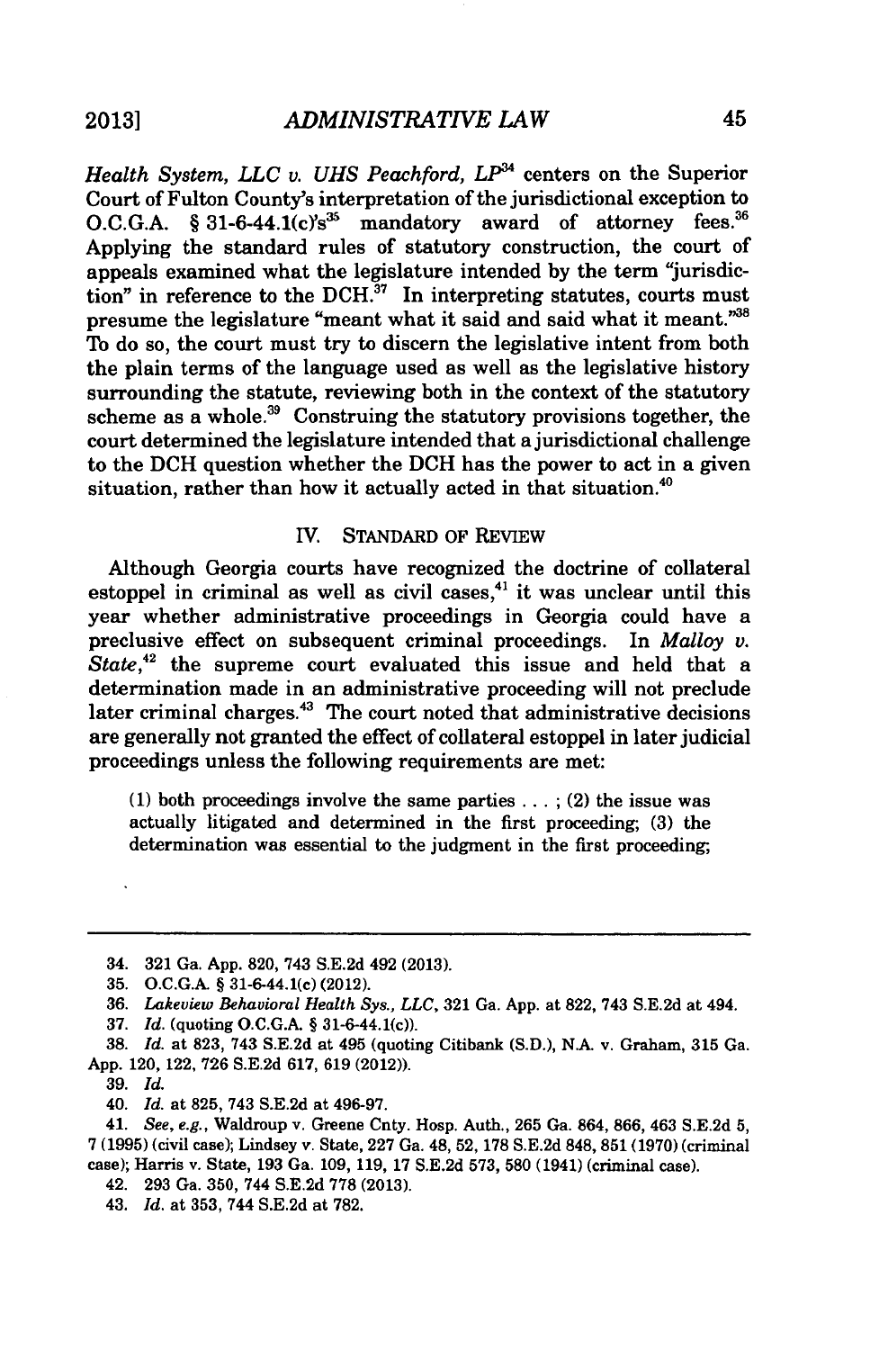*Health System, LLC v. UHS Peachford, LP*[34] centers on the Superior Court of Fulton County's interpretation of the jurisdictional exception to O.C.G.A. § 31-6-44.1(c)'s[35] mandatory award of attorney fees.[36] Applying the standard rules of statutory construction, the court of appeals examined what the legislature intended by the term "jurisdiction" in reference to the DCH.[37] In interpreting statutes, courts must presume the legislature "meant what it said and said what it meant."[38] To do so, the court must try to discern the legislative intent from both the plain terms of the language used as well as the legislative history surrounding the statute, reviewing both in the context of the statutory scheme as a whole.[39] Construing the statutory provisions together, the court determined the legislature intended that a jurisdictional challenge to the DCH question whether the DCH has the power to act in a given situation, rather than how it actually acted in that situation.[40]

## IV. STANDARD OF REVIEW

Although Georgia courts have recognized the doctrine of collateral estoppel in criminal as well as civil cases,[41] it was unclear until this year whether administrative proceedings in Georgia could have a preclusive effect on subsequent criminal proceedings. In *Malloy v. State*,[42] the supreme court evaluated this issue and held that a determination made in an administrative proceeding will not preclude later criminal charges.[43] The court noted that administrative decisions are generally not granted the effect of collateral estoppel in later judicial proceedings unless the following requirements are met:

> (1) both proceedings involve the same parties . . . ; (2) the issue was actually litigated and determined in the first proceeding; (3) the determination was essential to the judgment in the first proceeding;

---

34. 321 Ga. App. 820, 743 S.E.2d 492 (2013).

35. O.C.G.A. § 31-6-44.1(c) (2012).

36. *Lakeview Behavioral Health Sys., LLC*, 321 Ga. App. at 822, 743 S.E.2d at 494.

37. *Id.* (quoting O.C.G.A. § 31-6-44.1(c)).

38. *Id.* at 823, 743 S.E.2d at 495 (quoting Citibank (S.D.), N.A. v. Graham, 315 Ga. App. 120, 122, 726 S.E.2d 617, 619 (2012)).

39. *Id.*

40. *Id.* at 825, 743 S.E.2d at 496-97.

41. *See, e.g.*, Waldroup v. Greene Cnty. Hosp. Auth., 265 Ga. 864, 866, 463 S.E.2d 5, 7 (1995) (civil case); Lindsey v. State, 227 Ga. 48, 52, 178 S.E.2d 848, 851 (1970) (criminal case); Harris v. State, 193 Ga. 109, 119, 17 S.E.2d 573, 580 (1941) (criminal case).

42. 293 Ga. 350, 744 S.E.2d 778 (2013).

43. *Id.* at 353, 744 S.E.2d at 782.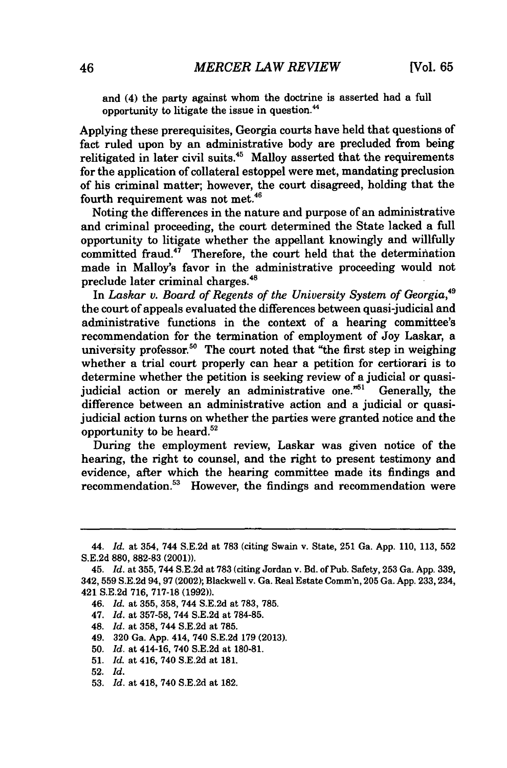and (4) the party against whom the doctrine is asserted had a full opportunity to litigate the issue in question.[44]

Applying these prerequisites, Georgia courts have held that questions of fact ruled upon by an administrative body are precluded from being relitigated in later civil suits.[45] Malloy asserted that the requirements for the application of collateral estoppel were met, mandating preclusion of his criminal matter; however, the court disagreed, holding that the fourth requirement was not met.[46]

Noting the differences in the nature and purpose of an administrative and criminal proceeding, the court determined the State lacked a full opportunity to litigate whether the appellant knowingly and willfully committed fraud.[47] Therefore, the court held that the determination made in Malloy's favor in the administrative proceeding would not preclude later criminal charges.[48]

In *Laskar v. Board of Regents of the University System of Georgia*,[49] the court of appeals evaluated the differences between quasi-judicial and administrative functions in the context of a hearing committee's recommendation for the termination of employment of Joy Laskar, a university professor.[50] The court noted that "the first step in weighing whether a trial court properly can hear a petition for certiorari is to determine whether the petition is seeking review of a judicial or quasi-judicial action or merely an administrative one."[51] Generally, the difference between an administrative action and a judicial or quasi-judicial action turns on whether the parties were granted notice and the opportunity to be heard.[52]

During the employment review, Laskar was given notice of the hearing, the right to counsel, and the right to present testimony and evidence, after which the hearing committee made its findings and recommendation.[53] However, the findings and recommendation were

---

44. *Id.* at 354, 744 S.E.2d at 783 (citing Swain v. State, 251 Ga. App. 110, 113, 552 S.E.2d 880, 882-83 (2001)).

45. *Id.* at 355, 744 S.E.2d at 783 (citing Jordan v. Bd. of Pub. Safety, 253 Ga. App. 339, 342, 559 S.E.2d 94, 97 (2002); Blackwell v. Ga. Real Estate Comm'n, 205 Ga. App. 233, 234, 421 S.E.2d 716, 717-18 (1992)).

46. *Id.* at 355, 358, 744 S.E.2d at 783, 785.

47. *Id.* at 357-58, 744 S.E.2d at 784-85.

48. *Id.* at 358, 744 S.E.2d at 785.

49. 320 Ga. App. 414, 740 S.E.2d 179 (2013).

50. *Id.* at 414-16, 740 S.E.2d at 180-81.

51. *Id.* at 416, 740 S.E.2d at 181.

52. *Id.*

53. *Id.* at 418, 740 S.E.2d at 182.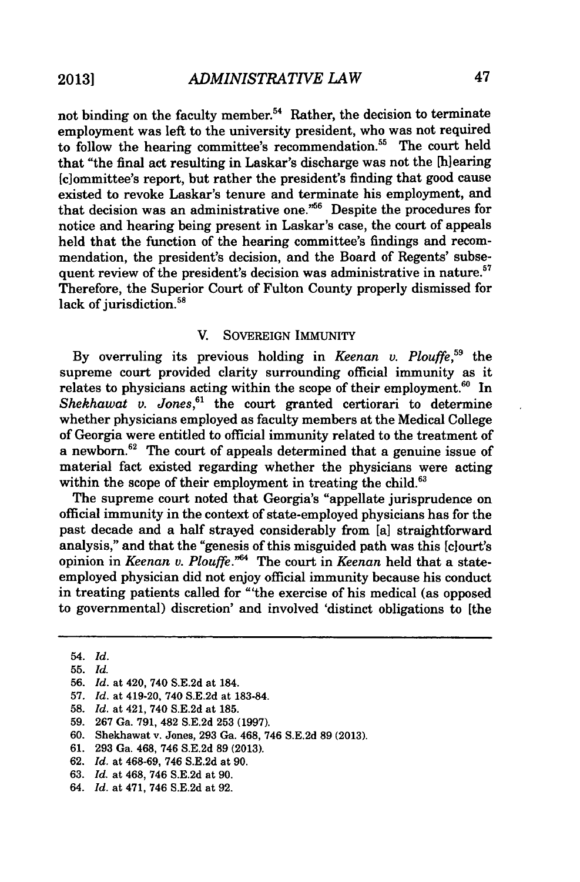not binding on the faculty member.[54] Rather, the decision to terminate employment was left to the university president, who was not required to follow the hearing committee's recommendation.[55] The court held that "the final act resulting in Laskar's discharge was not the [h]earing [c]ommittee's report, but rather the president's finding that good cause existed to revoke Laskar's tenure and terminate his employment, and that decision was an administrative one."[56] Despite the procedures for notice and hearing being present in Laskar's case, the court of appeals held that the function of the hearing committee's findings and recommendation, the president's decision, and the Board of Regents' subsequent review of the president's decision was administrative in nature.[57] Therefore, the Superior Court of Fulton County properly dismissed for lack of jurisdiction.[58]

## V. SOVEREIGN IMMUNITY

By overruling its previous holding in *Keenan v. Plouffe*,[59] the supreme court provided clarity surrounding official immunity as it relates to physicians acting within the scope of their employment.[60] In *Shekhawat v. Jones*,[61] the court granted certiorari to determine whether physicians employed as faculty members at the Medical College of Georgia were entitled to official immunity related to the treatment of a newborn.[62] The court of appeals determined that a genuine issue of material fact existed regarding whether the physicians were acting within the scope of their employment in treating the child.[63]

The supreme court noted that Georgia's "appellate jurisprudence on official immunity in the context of state-employed physicians has for the past decade and a half strayed considerably from [a] straightforward analysis," and that the "genesis of this misguided path was this [c]ourt's opinion in *Keenan v. Plouffe*."[64] The court in *Keenan* held that a state-employed physician did not enjoy official immunity because his conduct in treating patients called for "'the exercise of his medical (as opposed to governmental) discretion' and involved 'distinct obligations to [the

---

54. *Id.*
55. *Id.*
56. *Id.* at 420, 740 S.E.2d at 184.
57. *Id.* at 419-20, 740 S.E.2d at 183-84.
58. *Id.* at 421, 740 S.E.2d at 185.
59. 267 Ga. 791, 482 S.E.2d 253 (1997).
60. Shekhawat v. Jones, 293 Ga. 468, 746 S.E.2d 89 (2013).
61. 293 Ga. 468, 746 S.E.2d 89 (2013).
62. *Id.* at 468-69, 746 S.E.2d at 90.
63. *Id.* at 468, 746 S.E.2d at 90.
64. *Id.* at 471, 746 S.E.2d at 92.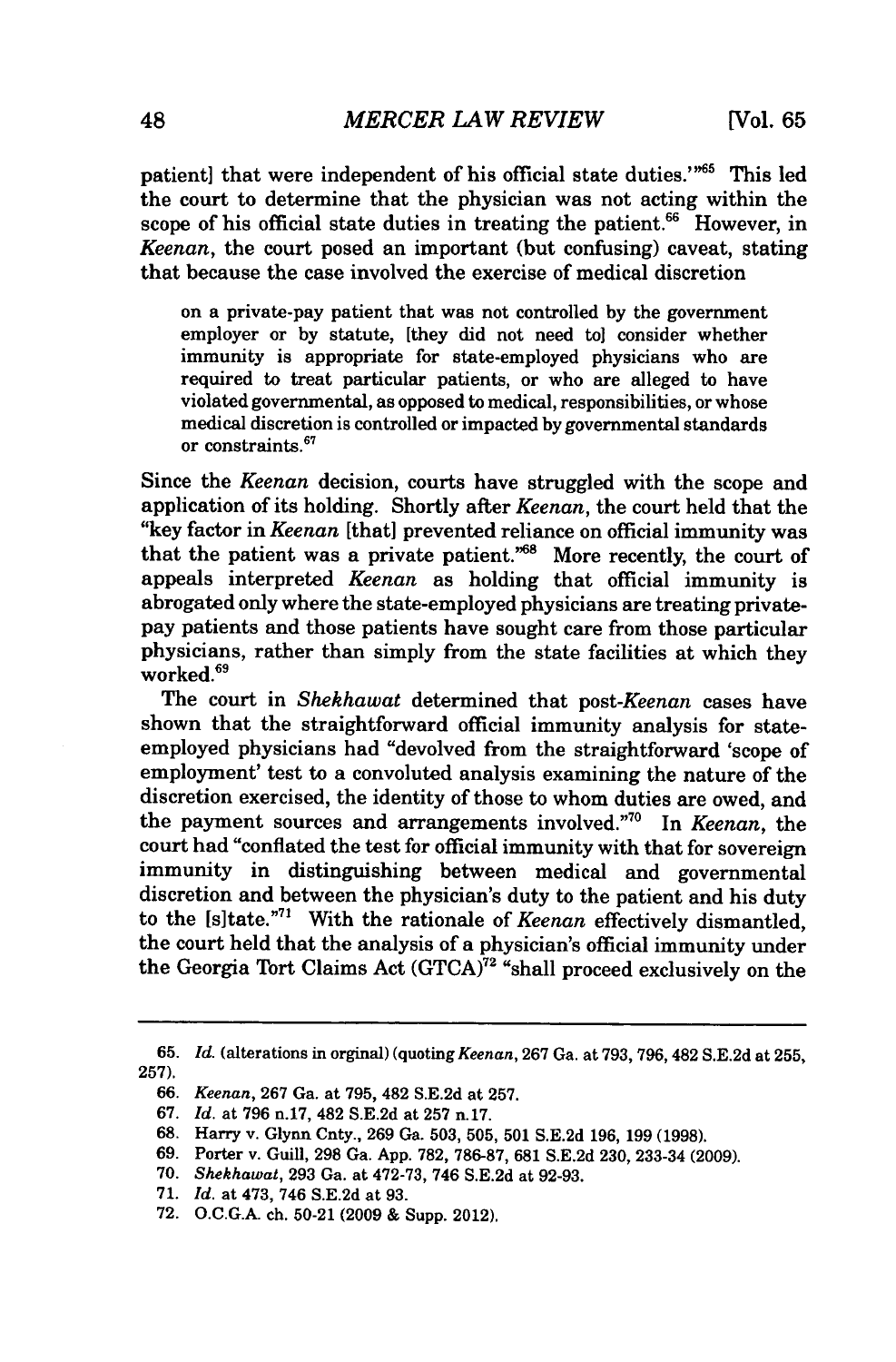patient] that were independent of his official state duties.'"[65] This led the court to determine that the physician was not acting within the scope of his official state duties in treating the patient.[66] However, in *Keenan*, the court posed an important (but confusing) caveat, stating that because the case involved the exercise of medical discretion

> on a private-pay patient that was not controlled by the government employer or by statute, [they did not need to] consider whether immunity is appropriate for state-employed physicians who are required to treat particular patients, or who are alleged to have violated governmental, as opposed to medical, responsibilities, or whose medical discretion is controlled or impacted by governmental standards or constraints.[67]

Since the *Keenan* decision, courts have struggled with the scope and application of its holding. Shortly after *Keenan*, the court held that the "key factor in *Keenan* [that] prevented reliance on official immunity was that the patient was a private patient."[68] More recently, the court of appeals interpreted *Keenan* as holding that official immunity is abrogated only where the state-employed physicians are treating private-pay patients and those patients have sought care from those particular physicians, rather than simply from the state facilities at which they worked.[69]

The court in *Shekhawat* determined that post-*Keenan* cases have shown that the straightforward official immunity analysis for state-employed physicians had "devolved from the straightforward 'scope of employment' test to a convoluted analysis examining the nature of the discretion exercised, the identity of those to whom duties are owed, and the payment sources and arrangements involved."[70] In *Keenan*, the court had "conflated the test for official immunity with that for sovereign immunity in distinguishing between medical and governmental discretion and between the physician's duty to the patient and his duty to the [s]tate."[71] With the rationale of *Keenan* effectively dismantled, the court held that the analysis of a physician's official immunity under the Georgia Tort Claims Act (GTCA)[72] "shall proceed exclusively on the

---

65. *Id.* (alterations in orginal) (quoting *Keenan*, 267 Ga. at 793, 796, 482 S.E.2d at 255, 257).

66. *Keenan*, 267 Ga. at 795, 482 S.E.2d at 257.

67. *Id.* at 796 n.17, 482 S.E.2d at 257 n.17.

68. Harry v. Glynn Cnty., 269 Ga. 503, 505, 501 S.E.2d 196, 199 (1998).

69. Porter v. Guill, 298 Ga. App. 782, 786-87, 681 S.E.2d 230, 233-34 (2009).

70. *Shekhawat*, 293 Ga. at 472-73, 746 S.E.2d at 92-93.

71. *Id.* at 473, 746 S.E.2d at 93.

72. O.C.G.A. ch. 50-21 (2009 & Supp. 2012).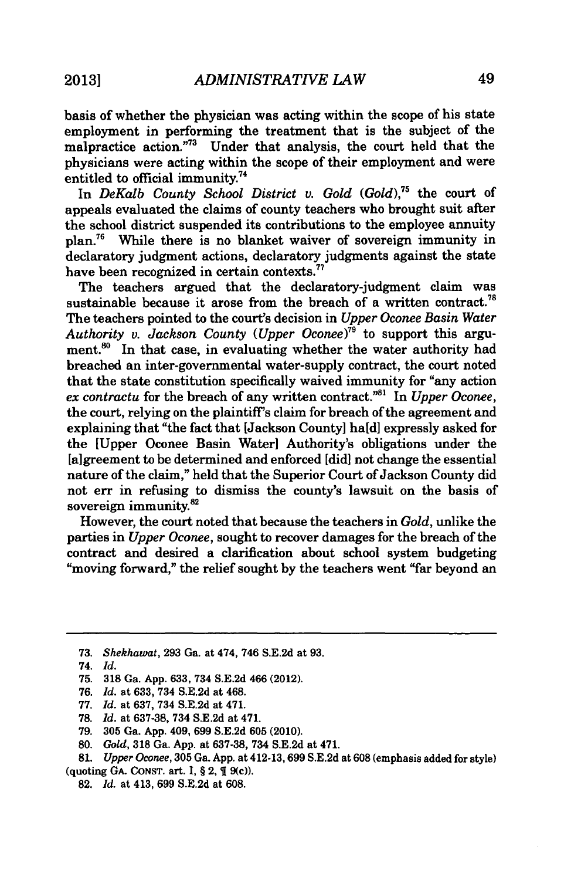basis of whether the physician was acting within the scope of his state employment in performing the treatment that is the subject of the malpractice action."[73] Under that analysis, the court held that the physicians were acting within the scope of their employment and were entitled to official immunity.[74]

In *DeKalb County School District v. Gold* (*Gold*),[75] the court of appeals evaluated the claims of county teachers who brought suit after the school district suspended its contributions to the employee annuity plan.[76] While there is no blanket waiver of sovereign immunity in declaratory judgment actions, declaratory judgments against the state have been recognized in certain contexts.[77]

The teachers argued that the declaratory-judgment claim was sustainable because it arose from the breach of a written contract.[78] The teachers pointed to the court's decision in *Upper Oconee Basin Water Authority v. Jackson County* (*Upper Oconee*)[79] to support this argument.[80] In that case, in evaluating whether the water authority had breached an inter-governmental water-supply contract, the court noted that the state constitution specifically waived immunity for "any action *ex contractu* for the breach of any written contract."[81] In *Upper Oconee*, the court, relying on the plaintiff's claim for breach of the agreement and explaining that "the fact that [Jackson County] ha[d] expressly asked for the [Upper Oconee Basin Water] Authority's obligations under the [a]greement to be determined and enforced [did] not change the essential nature of the claim," held that the Superior Court of Jackson County did not err in refusing to dismiss the county's lawsuit on the basis of sovereign immunity.[82]

However, the court noted that because the teachers in *Gold*, unlike the parties in *Upper Oconee*, sought to recover damages for the breach of the contract and desired a clarification about school system budgeting "moving forward," the relief sought by the teachers went "far beyond an

---

73. *Shekhawat*, 293 Ga. at 474, 746 S.E.2d at 93.

74. *Id.*

75. 318 Ga. App. 633, 734 S.E.2d 466 (2012).

76. *Id.* at 633, 734 S.E.2d at 468.

77. *Id.* at 637, 734 S.E.2d at 471.

78. *Id.* at 637-38, 734 S.E.2d at 471.

79. 305 Ga. App. 409, 699 S.E.2d 605 (2010).

80. *Gold*, 318 Ga. App. at 637-38, 734 S.E.2d at 471.

81. *Upper Oconee*, 305 Ga. App. at 412-13, 699 S.E.2d at 608 (emphasis added for style) (quoting GA. CONST. art. I, § 2, ¶ 9(c)).

82. *Id.* at 413, 699 S.E.2d at 608.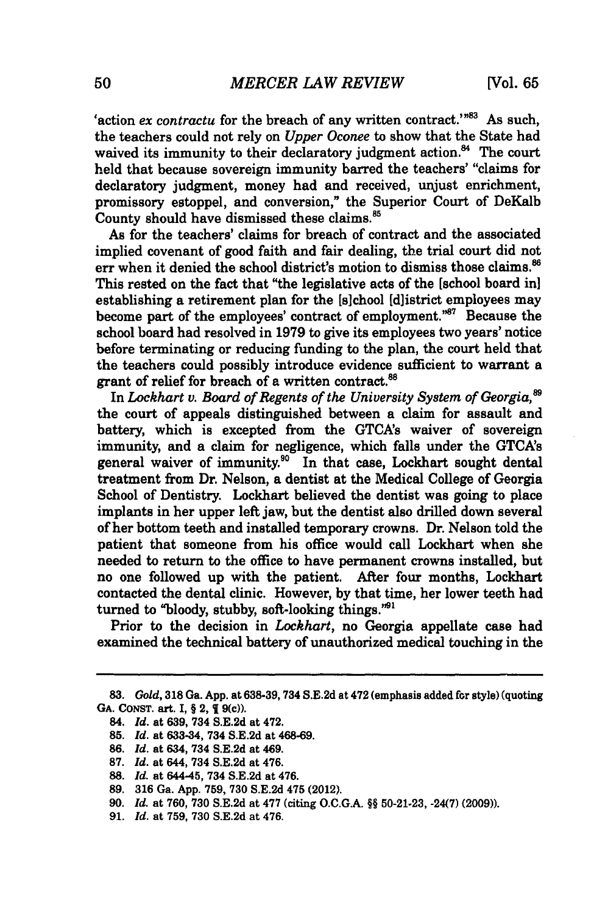'action *ex contractu* for the breach of any written contract.'"[83] As such, the teachers could not rely on *Upper Oconee* to show that the State had waived its immunity to their declaratory judgment action.[84] The court held that because sovereign immunity barred the teachers' "claims for declaratory judgment, money had and received, unjust enrichment, promissory estoppel, and conversion," the Superior Court of DeKalb County should have dismissed these claims.[85]

As for the teachers' claims for breach of contract and the associated implied covenant of good faith and fair dealing, the trial court did not err when it denied the school district's motion to dismiss those claims.[86] This rested on the fact that "the legislative acts of the [school board in] establishing a retirement plan for the [s]chool [d]istrict employees may become part of the employees' contract of employment."[87] Because the school board had resolved in 1979 to give its employees two years' notice before terminating or reducing funding to the plan, the court held that the teachers could possibly introduce evidence sufficient to warrant a grant of relief for breach of a written contract.[88]

In *Lockhart v. Board of Regents of the University System of Georgia*,[89] the court of appeals distinguished between a claim for assault and battery, which is excepted from the GTCA's waiver of sovereign immunity, and a claim for negligence, which falls under the GTCA's general waiver of immunity.[90] In that case, Lockhart sought dental treatment from Dr. Nelson, a dentist at the Medical College of Georgia School of Dentistry. Lockhart believed the dentist was going to place implants in her upper left jaw, but the dentist also drilled down several of her bottom teeth and installed temporary crowns. Dr. Nelson told the patient that someone from his office would call Lockhart when she needed to return to the office to have permanent crowns installed, but no one followed up with the patient. After four months, Lockhart contacted the dental clinic. However, by that time, her lower teeth had turned to "bloody, stubby, soft-looking things."[91]

Prior to the decision in *Lockhart*, no Georgia appellate case had examined the technical battery of unauthorized medical touching in the

---

83. *Gold*, 318 Ga. App. at 638-39, 734 S.E.2d at 472 (emphasis added for style) (quoting GA. CONST. art. I, § 2, ¶ 9(c)).

84. *Id.* at 639, 734 S.E.2d at 472.

85. *Id.* at 633-34, 734 S.E.2d at 468-69.

86. *Id.* at 634, 734 S.E.2d at 469.

87. *Id.* at 644, 734 S.E.2d at 476.

88. *Id.* at 644-45, 734 S.E.2d at 476.

89. 316 Ga. App. 759, 730 S.E.2d 475 (2012).

90. *Id.* at 760, 730 S.E.2d at 477 (citing O.C.G.A. §§ 50-21-23, -24(7) (2009)).

91. *Id.* at 759, 730 S.E.2d at 476.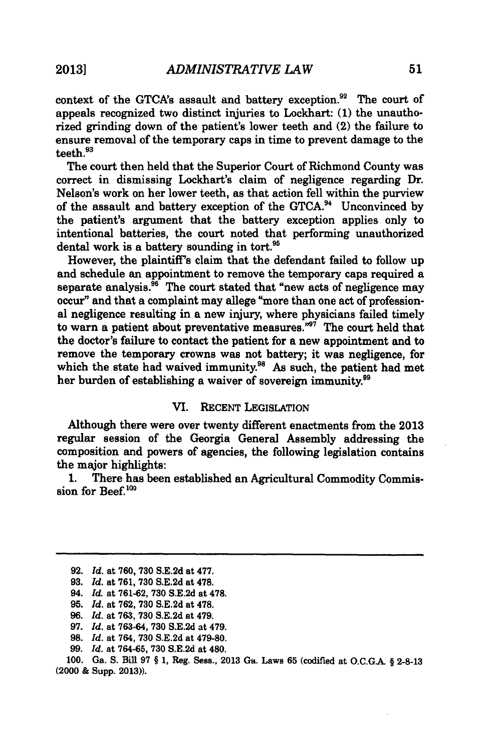context of the GTCA's assault and battery exception.[92] The court of appeals recognized two distinct injuries to Lockhart: (1) the unauthorized grinding down of the patient's lower teeth and (2) the failure to ensure removal of the temporary caps in time to prevent damage to the teeth.[93]

The court then held that the Superior Court of Richmond County was correct in dismissing Lockhart's claim of negligence regarding Dr. Nelson's work on her lower teeth, as that action fell within the purview of the assault and battery exception of the GTCA.[94] Unconvinced by the patient's argument that the battery exception applies only to intentional batteries, the court noted that performing unauthorized dental work is a battery sounding in tort.[95]

However, the plaintiff's claim that the defendant failed to follow up and schedule an appointment to remove the temporary caps required a separate analysis.[96] The court stated that "new acts of negligence may occur" and that a complaint may allege "more than one act of professional negligence resulting in a new injury, where physicians failed timely to warn a patient about preventative measures."[97] The court held that the doctor's failure to contact the patient for a new appointment and to remove the temporary crowns was not battery; it was negligence, for which the state had waived immunity.[98] As such, the patient had met her burden of establishing a waiver of sovereign immunity.[99]

## VI. RECENT LEGISLATION

Although there were over twenty different enactments from the 2013 regular session of the Georgia General Assembly addressing the composition and powers of agencies, the following legislation contains the major highlights:

1. There has been established an Agricultural Commodity Commission for Beef.[100]

---

92. *Id.* at 760, 730 S.E.2d at 477.
93. *Id.* at 761, 730 S.E.2d at 478.
94. *Id.* at 761-62, 730 S.E.2d at 478.
95. *Id.* at 762, 730 S.E.2d at 478.
96. *Id.* at 763, 730 S.E.2d at 479.
97. *Id.* at 763-64, 730 S.E.2d at 479.
98. *Id.* at 764, 730 S.E.2d at 479-80.
99. *Id.* at 764-65, 730 S.E.2d at 480.
100. Ga. S. Bill 97 § 1, Reg. Sess., 2013 Ga. Laws 65 (codified at O.C.G.A. § 2-8-13 (2000 & Supp. 2013)).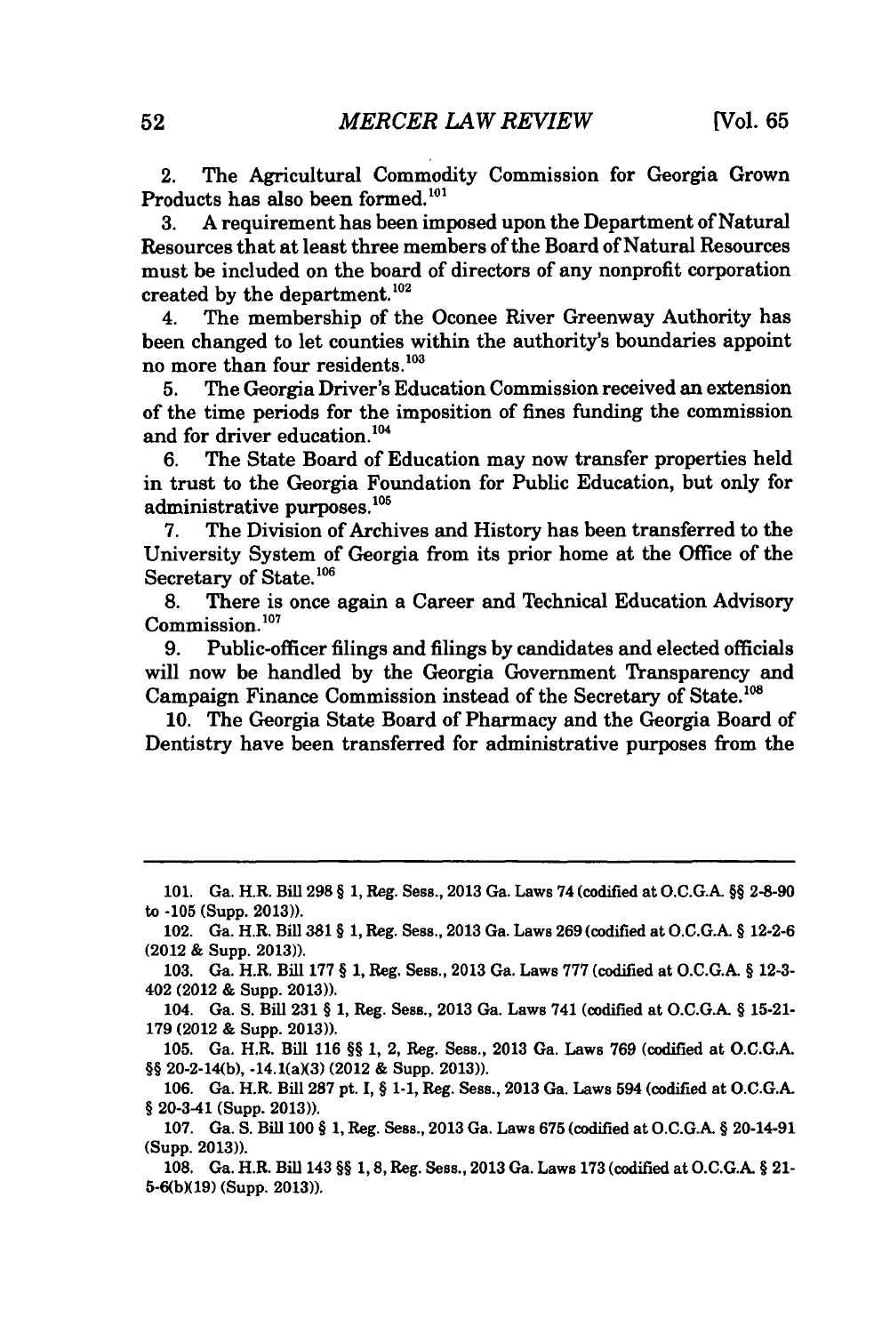2. The Agricultural Commodity Commission for Georgia Grown Products has also been formed.[101]

3. A requirement has been imposed upon the Department of Natural Resources that at least three members of the Board of Natural Resources must be included on the board of directors of any nonprofit corporation created by the department.[102]

4. The membership of the Oconee River Greenway Authority has been changed to let counties within the authority's boundaries appoint no more than four residents.[103]

5. The Georgia Driver's Education Commission received an extension of the time periods for the imposition of fines funding the commission and for driver education.[104]

6. The State Board of Education may now transfer properties held in trust to the Georgia Foundation for Public Education, but only for administrative purposes.[105]

7. The Division of Archives and History has been transferred to the University System of Georgia from its prior home at the Office of the Secretary of State.[106]

8. There is once again a Career and Technical Education Advisory Commission.[107]

9. Public-officer filings and filings by candidates and elected officials will now be handled by the Georgia Government Transparency and Campaign Finance Commission instead of the Secretary of State.[108]

10. The Georgia State Board of Pharmacy and the Georgia Board of Dentistry have been transferred for administrative purposes from the

---

101. Ga. H.R. Bill 298 § 1, Reg. Sess., 2013 Ga. Laws 74 (codified at O.C.G.A. §§ 2-8-90 to -105 (Supp. 2013)).

102. Ga. H.R. Bill 381 § 1, Reg. Sess., 2013 Ga. Laws 269 (codified at O.C.G.A. § 12-2-6 (2012 & Supp. 2013)).

103. Ga. H.R. Bill 177 § 1, Reg. Sess., 2013 Ga. Laws 777 (codified at O.C.G.A. § 12-3-402 (2012 & Supp. 2013)).

104. Ga. S. Bill 231 § 1, Reg. Sess., 2013 Ga. Laws 741 (codified at O.C.G.A. § 15-21-179 (2012 & Supp. 2013)).

105. Ga. H.R. Bill 116 §§ 1, 2, Reg. Sess., 2013 Ga. Laws 769 (codified at O.C.G.A. §§ 20-2-14(b), -14.1(a)(3) (2012 & Supp. 2013)).

106. Ga. H.R. Bill 287 pt. I, § 1-1, Reg. Sess., 2013 Ga. Laws 594 (codified at O.C.G.A. § 20-3-41 (Supp. 2013)).

107. Ga. S. Bill 100 § 1, Reg. Sess., 2013 Ga. Laws 675 (codified at O.C.G.A. § 20-14-91 (Supp. 2013)).

108. Ga. H.R. Bill 143 §§ 1, 8, Reg. Sess., 2013 Ga. Laws 173 (codified at O.C.G.A. § 21-5-6(b)(19) (Supp. 2013)).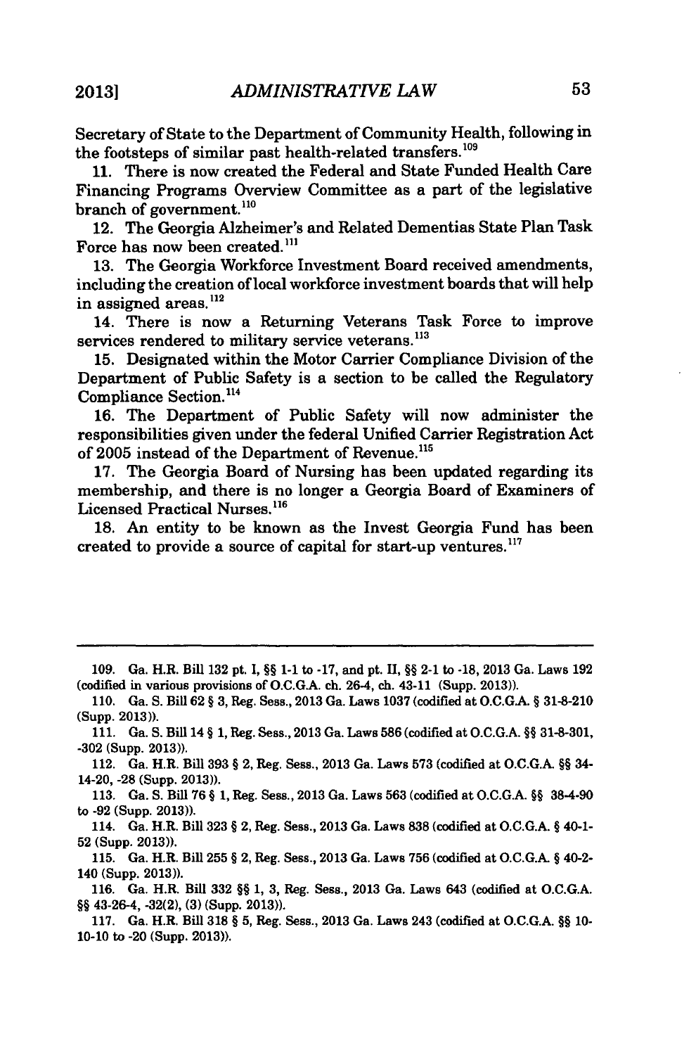Secretary of State to the Department of Community Health, following in the footsteps of similar past health-related transfers.[109]

11. There is now created the Federal and State Funded Health Care Financing Programs Overview Committee as a part of the legislative branch of government.[110]

12. The Georgia Alzheimer's and Related Dementias State Plan Task Force has now been created.[111]

13. The Georgia Workforce Investment Board received amendments, including the creation of local workforce investment boards that will help in assigned areas.[112]

14. There is now a Returning Veterans Task Force to improve services rendered to military service veterans.[113]

15. Designated within the Motor Carrier Compliance Division of the Department of Public Safety is a section to be called the Regulatory Compliance Section.[114]

16. The Department of Public Safety will now administer the responsibilities given under the federal Unified Carrier Registration Act of 2005 instead of the Department of Revenue.[115]

17. The Georgia Board of Nursing has been updated regarding its membership, and there is no longer a Georgia Board of Examiners of Licensed Practical Nurses.[116]

18. An entity to be known as the Invest Georgia Fund has been created to provide a source of capital for start-up ventures.[117]

---

109. Ga. H.R. Bill 132 pt. I, §§ 1-1 to -17, and pt. II, §§ 2-1 to -18, 2013 Ga. Laws 192 (codified in various provisions of O.C.G.A. ch. 26-4, ch. 43-11 (Supp. 2013)).

110. Ga. S. Bill 62 § 3, Reg. Sess., 2013 Ga. Laws 1037 (codified at O.C.G.A. § 31-8-210 (Supp. 2013)).

111. Ga. S. Bill 14 § 1, Reg. Sess., 2013 Ga. Laws 586 (codified at O.C.G.A. §§ 31-8-301, -302 (Supp. 2013)).

112. Ga. H.R. Bill 393 § 2, Reg. Sess., 2013 Ga. Laws 573 (codified at O.C.G.A. §§ 34-14-20, -28 (Supp. 2013)).

113. Ga. S. Bill 76 § 1, Reg. Sess., 2013 Ga. Laws 563 (codified at O.C.G.A. §§ 38-4-90 to -92 (Supp. 2013)).

114. Ga. H.R. Bill 323 § 2, Reg. Sess., 2013 Ga. Laws 838 (codified at O.C.G.A. § 40-1-52 (Supp. 2013)).

115. Ga. H.R. Bill 255 § 2, Reg. Sess., 2013 Ga. Laws 756 (codified at O.C.G.A. § 40-2-140 (Supp. 2013)).

116. Ga. H.R. Bill 332 §§ 1, 3, Reg. Sess., 2013 Ga. Laws 643 (codified at O.C.G.A. §§ 43-26-4, -32(2), (3) (Supp. 2013)).

117. Ga. H.R. Bill 318 § 5, Reg. Sess., 2013 Ga. Laws 243 (codified at O.C.G.A. §§ 10-10-10 to -20 (Supp. 2013)).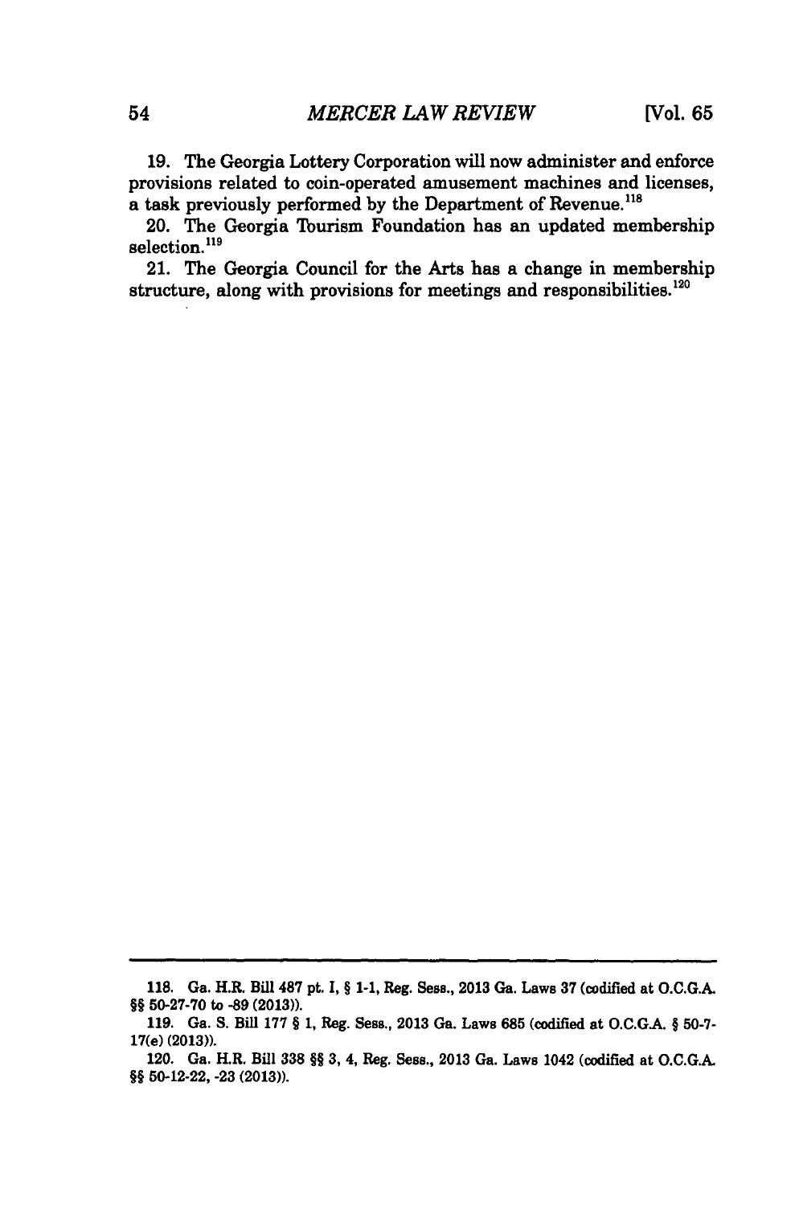19. The Georgia Lottery Corporation will now administer and enforce provisions related to coin-operated amusement machines and licenses, a task previously performed by the Department of Revenue.[118]

20. The Georgia Tourism Foundation has an updated membership selection.[119]

21. The Georgia Council for the Arts has a change in membership structure, along with provisions for meetings and responsibilities.[120]

---

118. Ga. H.R. Bill 487 pt. I, § 1-1, Reg. Sess., 2013 Ga. Laws 37 (codified at O.C.G.A. §§ 50-27-70 to -89 (2013)).

119. Ga. S. Bill 177 § 1, Reg. Sess., 2013 Ga. Laws 685 (codified at O.C.G.A. § 50-7-17(e) (2013)).

120. Ga. H.R. Bill 338 §§ 3, 4, Reg. Sess., 2013 Ga. Laws 1042 (codified at O.C.G.A. §§ 50-12-22, -23 (2013)).